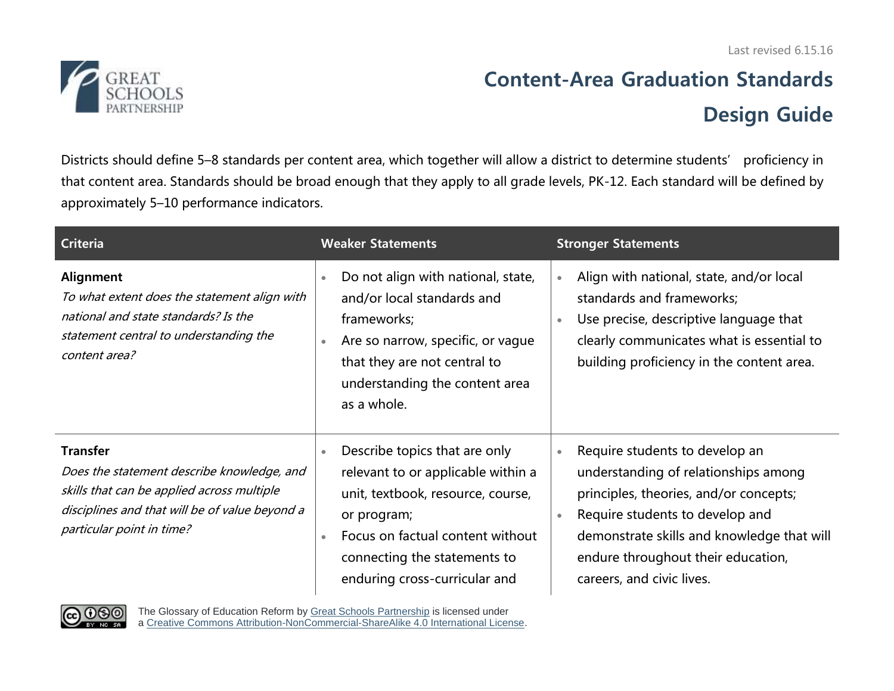# Content-Area Graduation Standards Design Guide

Last revised 6.15.16

Districts should define 5–8 standards per content area, which together will allow a district to determine students' proficiency in that content area. Standards should be broad enough that they apply to all grade levels, PK-12. Each standard will be defined by approximately 5–10 performance indicators.

| Criteria | Weaker Statements | Stronger Statements |
|---|---|---|
| **Alignment**<br>*To what extent does the statement align with national and state standards? Is the statement central to understanding the content area?* | • Do not align with national, state, and/or local standards and frameworks;<br>• Are so narrow, specific, or vague that they are not central to understanding the content area as a whole. | • Align with national, state, and/or local standards and frameworks;<br>• Use precise, descriptive language that clearly communicates what is essential to building proficiency in the content area. |
| **Transfer**<br>*Does the statement describe knowledge, and skills that can be applied across multiple disciplines and that will be of value beyond a particular point in time?* | • Describe topics that are only relevant to or applicable within a unit, textbook, resource, course, or program;<br>• Focus on factual content without connecting the statements to enduring cross-curricular and | • Require students to develop an understanding of relationships among principles, theories, and/or concepts;<br>• Require students to develop and demonstrate skills and knowledge that will endure throughout their education, careers, and civic lives. |

The Glossary of Education Reform by Great Schools Partnership is licensed under a Creative Commons Attribution-NonCommercial-ShareAlike 4.0 International License.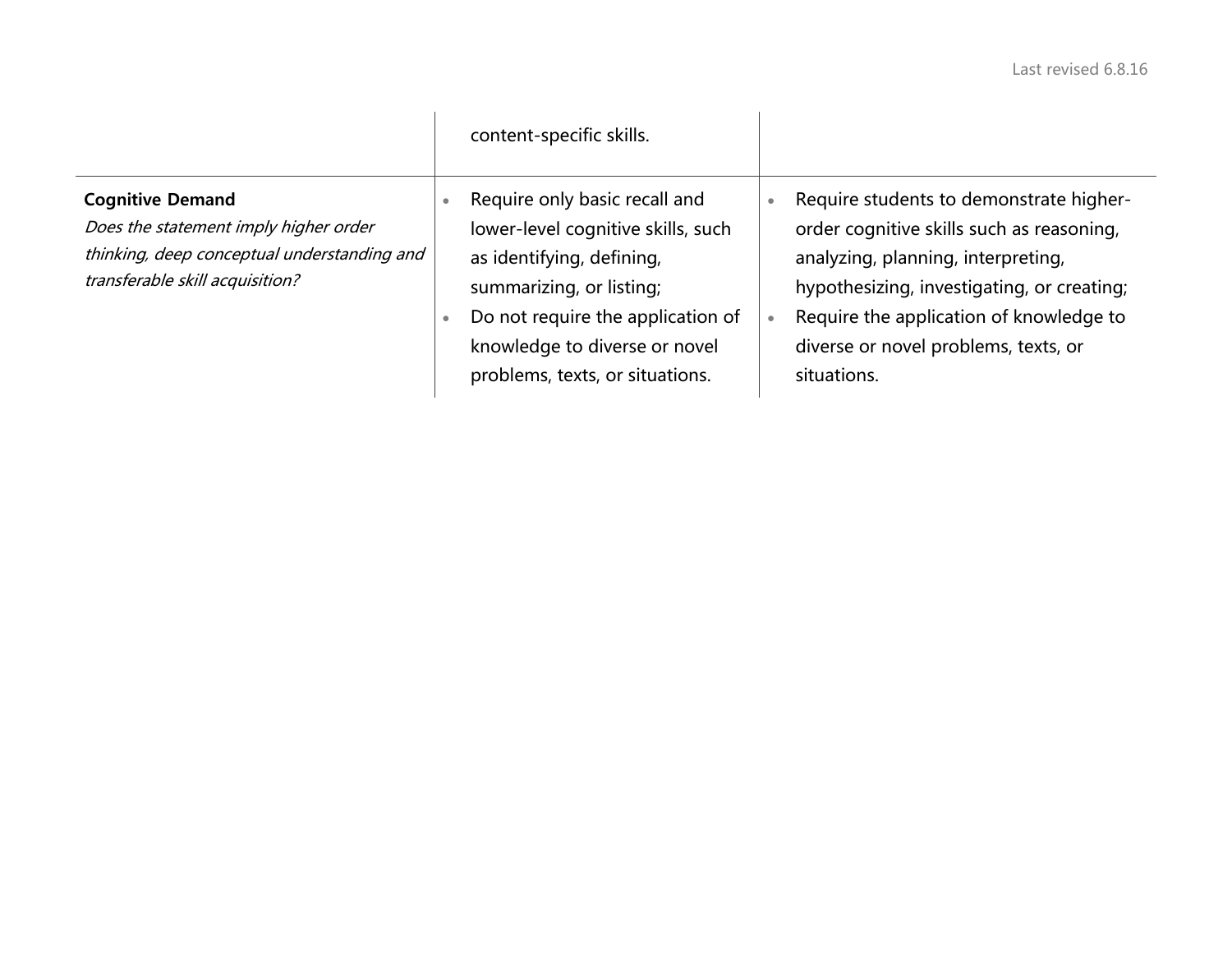| | | |
|---|---|---|
| | content-specific skills. | |
| **Cognitive Demand**<br>*Does the statement imply higher order thinking, deep conceptual understanding and transferable skill acquisition?* | • Require only basic recall and lower-level cognitive skills, such as identifying, defining, summarizing, or listing;<br>• Do not require the application of knowledge to diverse or novel problems, texts, or situations. | • Require students to demonstrate higher-order cognitive skills such as reasoning, analyzing, planning, interpreting, hypothesizing, investigating, or creating;<br>• Require the application of knowledge to diverse or novel problems, texts, or situations. |